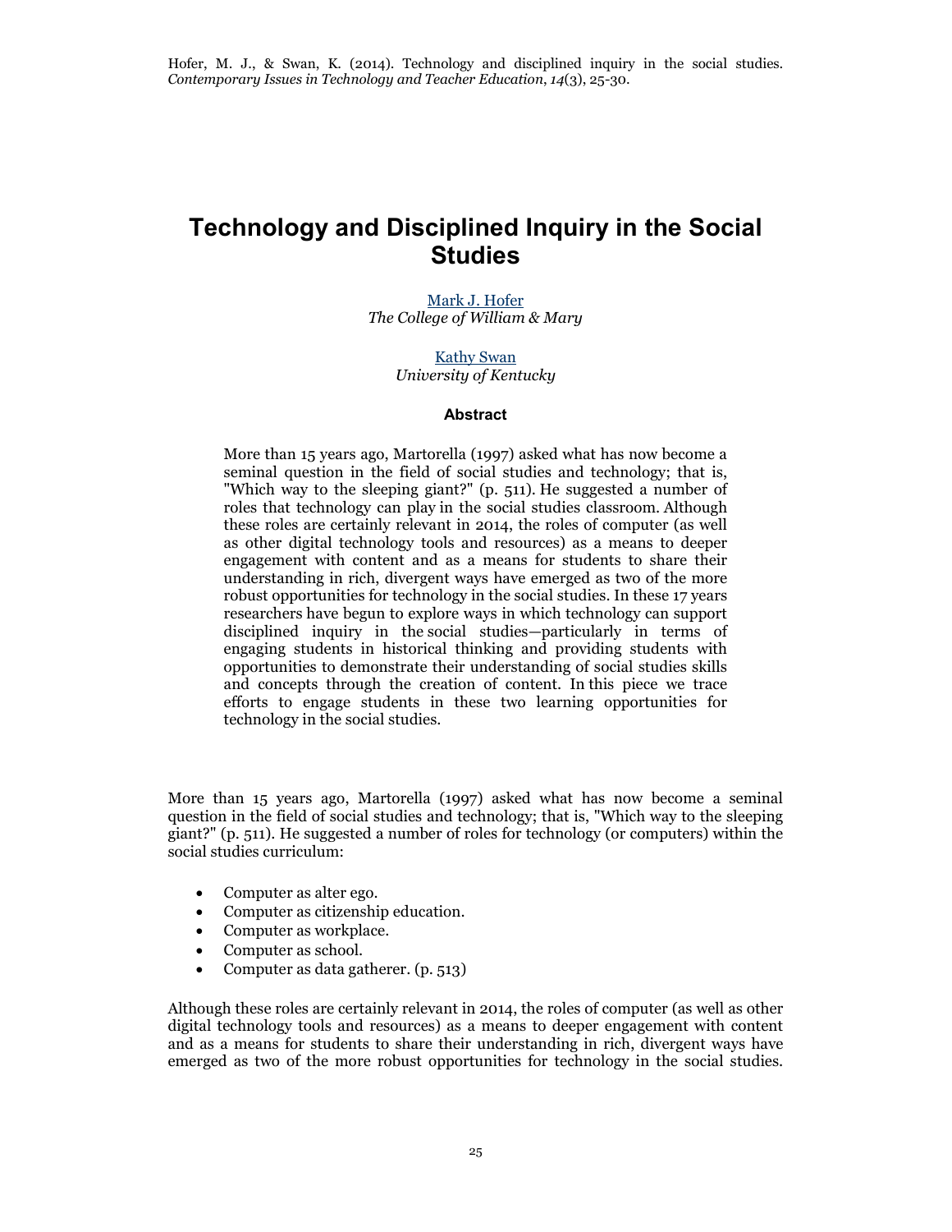Hofer, M. J., & Swan, K. (2014). Technology and disciplined inquiry in the social studies. *Contemporary Issues in Technology and Teacher Education*, *14*(3), 25-30.

# Technology and Disciplined Inquiry in the Social Studies

Mark J. Hofer
*The College of William & Mary*

Kathy Swan
*University of Kentucky*

### Abstract

More than 15 years ago, Martorella (1997) asked what has now become a seminal question in the field of social studies and technology; that is, "Which way to the sleeping giant?" (p. 511). He suggested a number of roles that technology can play in the social studies classroom. Although these roles are certainly relevant in 2014, the roles of computer (as well as other digital technology tools and resources) as a means to deeper engagement with content and as a means for students to share their understanding in rich, divergent ways have emerged as two of the more robust opportunities for technology in the social studies. In these 17 years researchers have begun to explore ways in which technology can support disciplined inquiry in the social studies—particularly in terms of engaging students in historical thinking and providing students with opportunities to demonstrate their understanding of social studies skills and concepts through the creation of content. In this piece we trace efforts to engage students in these two learning opportunities for technology in the social studies.

More than 15 years ago, Martorella (1997) asked what has now become a seminal question in the field of social studies and technology; that is, "Which way to the sleeping giant?" (p. 511). He suggested a number of roles for technology (or computers) within the social studies curriculum:

- Computer as alter ego.
- Computer as citizenship education.
- Computer as workplace.
- Computer as school.
- Computer as data gatherer. (p. 513)

Although these roles are certainly relevant in 2014, the roles of computer (as well as other digital technology tools and resources) as a means to deeper engagement with content and as a means for students to share their understanding in rich, divergent ways have emerged as two of the more robust opportunities for technology in the social studies.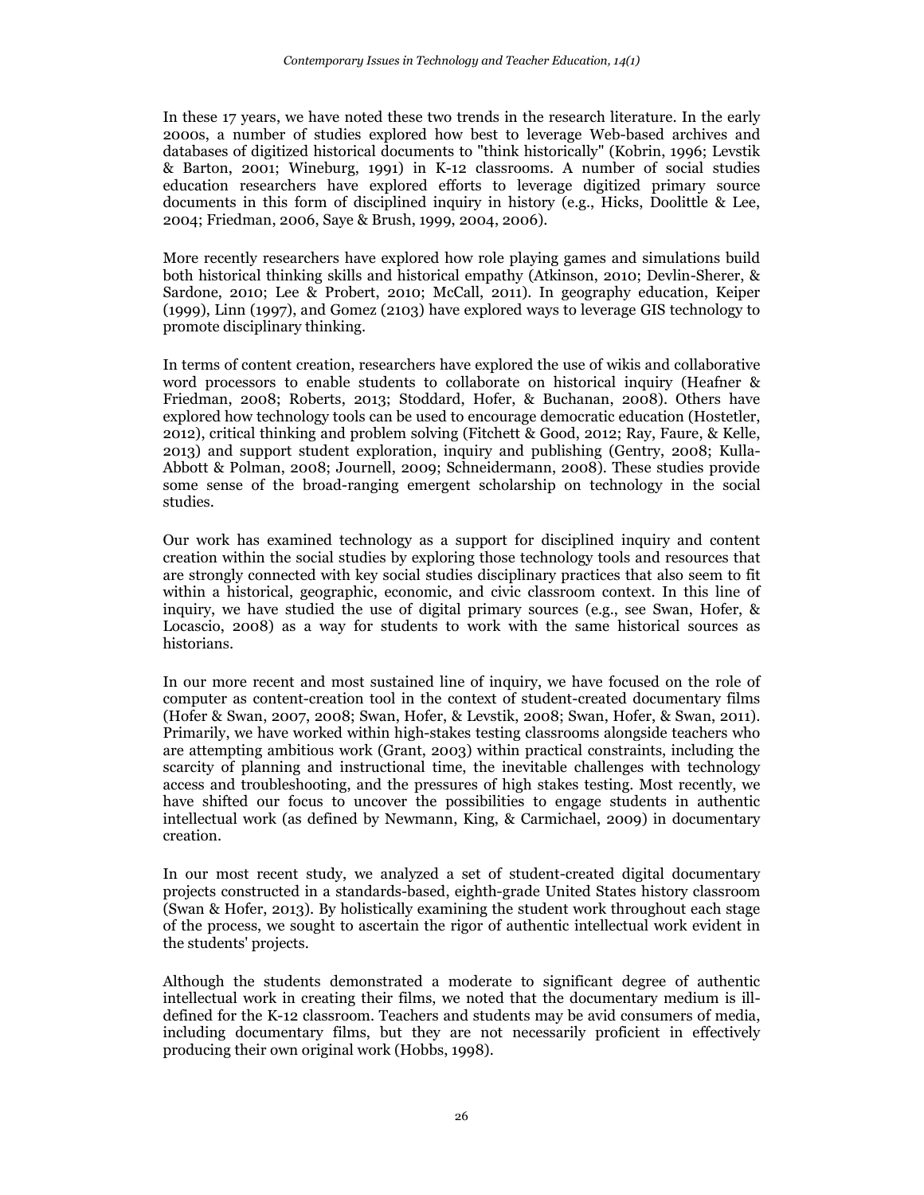In these 17 years, we have noted these two trends in the research literature. In the early 2000s, a number of studies explored how best to leverage Web-based archives and databases of digitized historical documents to "think historically" (Kobrin, 1996; Levstik & Barton, 2001; Wineburg, 1991) in K-12 classrooms. A number of social studies education researchers have explored efforts to leverage digitized primary source documents in this form of disciplined inquiry in history (e.g., Hicks, Doolittle & Lee, 2004; Friedman, 2006, Saye & Brush, 1999, 2004, 2006).

More recently researchers have explored how role playing games and simulations build both historical thinking skills and historical empathy (Atkinson, 2010; Devlin-Sherer, & Sardone, 2010; Lee & Probert, 2010; McCall, 2011). In geography education, Keiper (1999), Linn (1997), and Gomez (2103) have explored ways to leverage GIS technology to promote disciplinary thinking.

In terms of content creation, researchers have explored the use of wikis and collaborative word processors to enable students to collaborate on historical inquiry (Heafner & Friedman, 2008; Roberts, 2013; Stoddard, Hofer, & Buchanan, 2008). Others have explored how technology tools can be used to encourage democratic education (Hostetler, 2012), critical thinking and problem solving (Fitchett & Good, 2012; Ray, Faure, & Kelle, 2013) and support student exploration, inquiry and publishing (Gentry, 2008; Kulla-Abbott & Polman, 2008; Journell, 2009; Schneidermann, 2008). These studies provide some sense of the broad-ranging emergent scholarship on technology in the social studies.

Our work has examined technology as a support for disciplined inquiry and content creation within the social studies by exploring those technology tools and resources that are strongly connected with key social studies disciplinary practices that also seem to fit within a historical, geographic, economic, and civic classroom context. In this line of inquiry, we have studied the use of digital primary sources (e.g., see Swan, Hofer, & Locascio, 2008) as a way for students to work with the same historical sources as historians.

In our more recent and most sustained line of inquiry, we have focused on the role of computer as content-creation tool in the context of student-created documentary films (Hofer & Swan, 2007, 2008; Swan, Hofer, & Levstik, 2008; Swan, Hofer, & Swan, 2011). Primarily, we have worked within high-stakes testing classrooms alongside teachers who are attempting ambitious work (Grant, 2003) within practical constraints, including the scarcity of planning and instructional time, the inevitable challenges with technology access and troubleshooting, and the pressures of high stakes testing. Most recently, we have shifted our focus to uncover the possibilities to engage students in authentic intellectual work (as defined by Newmann, King, & Carmichael, 2009) in documentary creation.

In our most recent study, we analyzed a set of student-created digital documentary projects constructed in a standards-based, eighth-grade United States history classroom (Swan & Hofer, 2013). By holistically examining the student work throughout each stage of the process, we sought to ascertain the rigor of authentic intellectual work evident in the students' projects.

Although the students demonstrated a moderate to significant degree of authentic intellectual work in creating their films, we noted that the documentary medium is ill-defined for the K-12 classroom. Teachers and students may be avid consumers of media, including documentary films, but they are not necessarily proficient in effectively producing their own original work (Hobbs, 1998).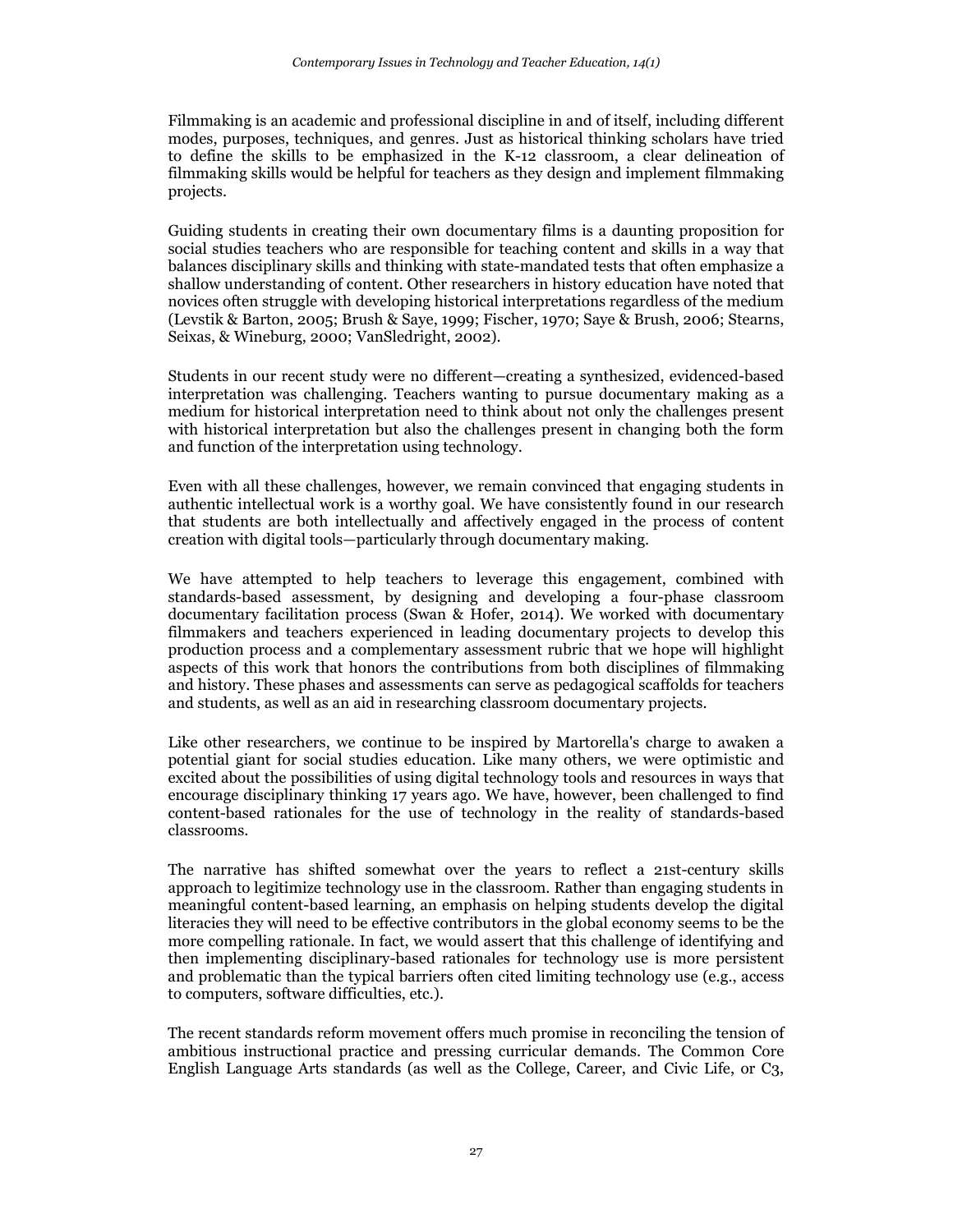Filmmaking is an academic and professional discipline in and of itself, including different modes, purposes, techniques, and genres. Just as historical thinking scholars have tried to define the skills to be emphasized in the K-12 classroom, a clear delineation of filmmaking skills would be helpful for teachers as they design and implement filmmaking projects.

Guiding students in creating their own documentary films is a daunting proposition for social studies teachers who are responsible for teaching content and skills in a way that balances disciplinary skills and thinking with state-mandated tests that often emphasize a shallow understanding of content. Other researchers in history education have noted that novices often struggle with developing historical interpretations regardless of the medium (Levstik & Barton, 2005; Brush & Saye, 1999; Fischer, 1970; Saye & Brush, 2006; Stearns, Seixas, & Wineburg, 2000; VanSledright, 2002).

Students in our recent study were no different—creating a synthesized, evidenced-based interpretation was challenging. Teachers wanting to pursue documentary making as a medium for historical interpretation need to think about not only the challenges present with historical interpretation but also the challenges present in changing both the form and function of the interpretation using technology.

Even with all these challenges, however, we remain convinced that engaging students in authentic intellectual work is a worthy goal. We have consistently found in our research that students are both intellectually and affectively engaged in the process of content creation with digital tools—particularly through documentary making.

We have attempted to help teachers to leverage this engagement, combined with standards-based assessment, by designing and developing a four-phase classroom documentary facilitation process (Swan & Hofer, 2014). We worked with documentary filmmakers and teachers experienced in leading documentary projects to develop this production process and a complementary assessment rubric that we hope will highlight aspects of this work that honors the contributions from both disciplines of filmmaking and history. These phases and assessments can serve as pedagogical scaffolds for teachers and students, as well as an aid in researching classroom documentary projects.

Like other researchers, we continue to be inspired by Martorella's charge to awaken a potential giant for social studies education. Like many others, we were optimistic and excited about the possibilities of using digital technology tools and resources in ways that encourage disciplinary thinking 17 years ago. We have, however, been challenged to find content-based rationales for the use of technology in the reality of standards-based classrooms.

The narrative has shifted somewhat over the years to reflect a 21st-century skills approach to legitimize technology use in the classroom. Rather than engaging students in meaningful content-based learning, an emphasis on helping students develop the digital literacies they will need to be effective contributors in the global economy seems to be the more compelling rationale. In fact, we would assert that this challenge of identifying and then implementing disciplinary-based rationales for technology use is more persistent and problematic than the typical barriers often cited limiting technology use (e.g., access to computers, software difficulties, etc.).

The recent standards reform movement offers much promise in reconciling the tension of ambitious instructional practice and pressing curricular demands. The Common Core English Language Arts standards (as well as the College, Career, and Civic Life, or C3,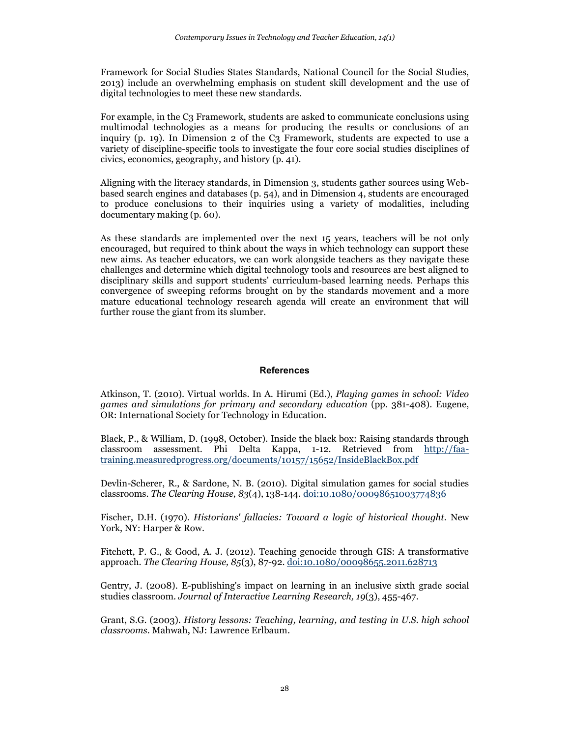Framework for Social Studies States Standards, National Council for the Social Studies, 2013) include an overwhelming emphasis on student skill development and the use of digital technologies to meet these new standards.

For example, in the C3 Framework, students are asked to communicate conclusions using multimodal technologies as a means for producing the results or conclusions of an inquiry (p. 19). In Dimension 2 of the C3 Framework, students are expected to use a variety of discipline-specific tools to investigate the four core social studies disciplines of civics, economics, geography, and history (p. 41).

Aligning with the literacy standards, in Dimension 3, students gather sources using Web-based search engines and databases (p. 54), and in Dimension 4, students are encouraged to produce conclusions to their inquiries using a variety of modalities, including documentary making (p. 60).

As these standards are implemented over the next 15 years, teachers will be not only encouraged, but required to think about the ways in which technology can support these new aims. As teacher educators, we can work alongside teachers as they navigate these challenges and determine which digital technology tools and resources are best aligned to disciplinary skills and support students' curriculum-based learning needs. Perhaps this convergence of sweeping reforms brought on by the standards movement and a more mature educational technology research agenda will create an environment that will further rouse the giant from its slumber.

## References

Atkinson, T. (2010). Virtual worlds. In A. Hirumi (Ed.), *Playing games in school: Video games and simulations for primary and secondary education* (pp. 381-408). Eugene, OR: International Society for Technology in Education.

Black, P., & William, D. (1998, October). Inside the black box: Raising standards through classroom assessment. Phi Delta Kappa, 1-12. Retrieved from http://faa-training.measuredprogress.org/documents/10157/15652/InsideBlackBox.pdf

Devlin-Scherer, R., & Sardone, N. B. (2010). Digital simulation games for social studies classrooms. *The Clearing House, 83*(4), 138-144. doi:10.1080/00098651003774836

Fischer, D.H. (1970). *Historians' fallacies: Toward a logic of historical thought*. New York, NY: Harper & Row.

Fitchett, P. G., & Good, A. J. (2012). Teaching genocide through GIS: A transformative approach. *The Clearing House, 85*(3), 87-92. doi:10.1080/00098655.2011.628713

Gentry, J. (2008). E-publishing's impact on learning in an inclusive sixth grade social studies classroom. *Journal of Interactive Learning Research, 19*(3), 455-467.

Grant, S.G. (2003). *History lessons: Teaching, learning, and testing in U.S. high school classrooms*. Mahwah, NJ: Lawrence Erlbaum.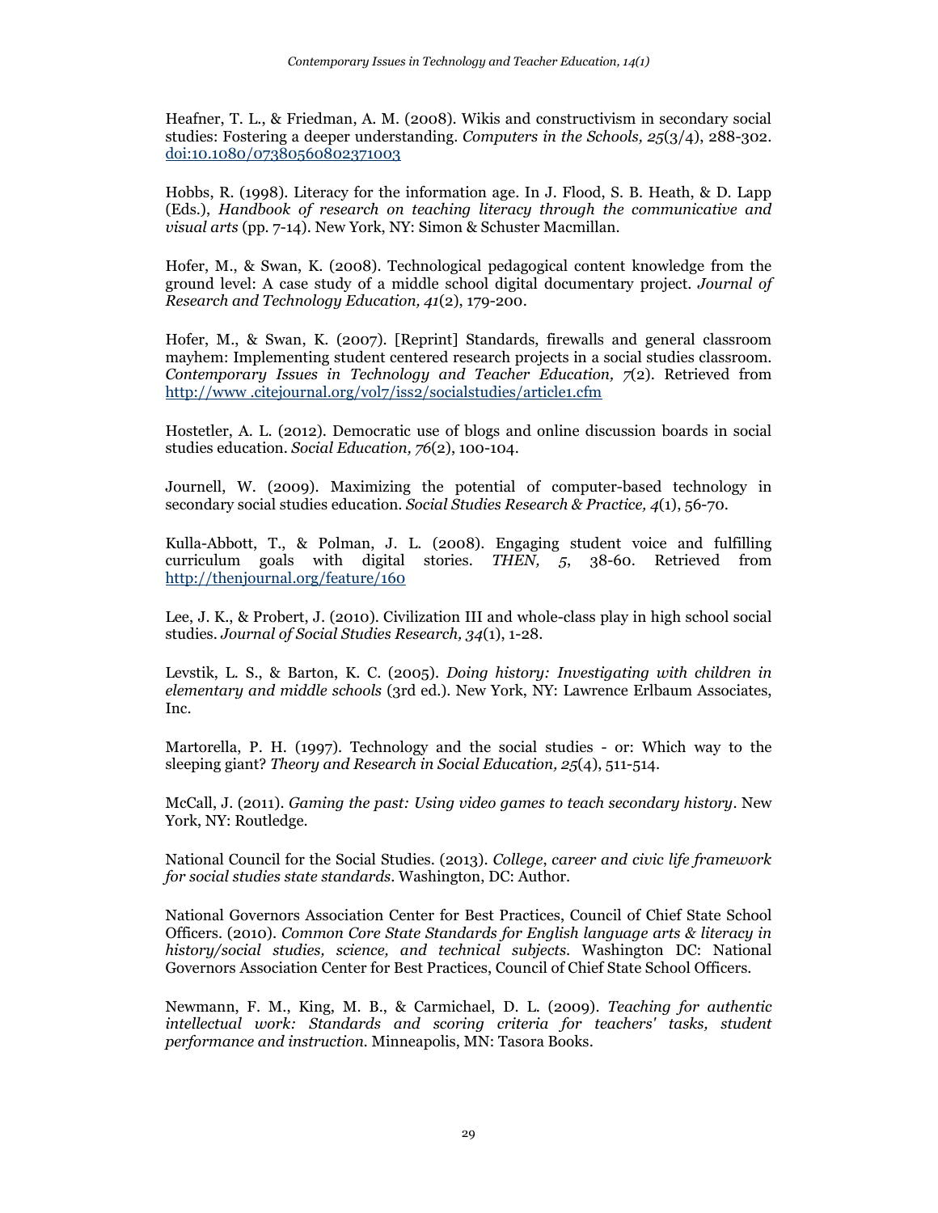Heafner, T. L., & Friedman, A. M. (2008). Wikis and constructivism in secondary social studies: Fostering a deeper understanding. *Computers in the Schools, 25*(3/4), 288-302. [doi:10.1080/07380560802371003](doi:10.1080/07380560802371003)

Hobbs, R. (1998). Literacy for the information age. In J. Flood, S. B. Heath, & D. Lapp (Eds.), *Handbook of research on teaching literacy through the communicative and visual arts* (pp. 7-14). New York, NY: Simon & Schuster Macmillan.

Hofer, M., & Swan, K. (2008). Technological pedagogical content knowledge from the ground level: A case study of a middle school digital documentary project. *Journal of Research and Technology Education, 41*(2), 179-200.

Hofer, M., & Swan, K. (2007). [Reprint] Standards, firewalls and general classroom mayhem: Implementing student centered research projects in a social studies classroom. *Contemporary Issues in Technology and Teacher Education, 7*(2). Retrieved from [http://www .citejournal.org/vol7/iss2/socialstudies/article1.cfm](http://www.citejournal.org/vol7/iss2/socialstudies/article1.cfm)

Hostetler, A. L. (2012). Democratic use of blogs and online discussion boards in social studies education. *Social Education, 76*(2), 100-104.

Journell, W. (2009). Maximizing the potential of computer-based technology in secondary social studies education. *Social Studies Research & Practice, 4*(1), 56-70.

Kulla-Abbott, T., & Polman, J. L. (2008). Engaging student voice and fulfilling curriculum goals with digital stories. *THEN, 5*, 38-60. Retrieved from [http://thenjournal.org/feature/160](http://thenjournal.org/feature/160)

Lee, J. K., & Probert, J. (2010). Civilization III and whole-class play in high school social studies. *Journal of Social Studies Research, 34*(1), 1-28.

Levstik, L. S., & Barton, K. C. (2005). *Doing history: Investigating with children in elementary and middle schools* (3rd ed.). New York, NY: Lawrence Erlbaum Associates, Inc.

Martorella, P. H. (1997). Technology and the social studies - or: Which way to the sleeping giant? *Theory and Research in Social Education, 25*(4), 511-514.

McCall, J. (2011). *Gaming the past: Using video games to teach secondary history*. New York, NY: Routledge.

National Council for the Social Studies. (2013). *College, career and civic life framework for social studies state standards.* Washington, DC: Author.

National Governors Association Center for Best Practices, Council of Chief State School Officers. (2010). *Common Core State Standards for English language arts & literacy in history/social studies, science, and technical subjects.* Washington DC: National Governors Association Center for Best Practices, Council of Chief State School Officers.

Newmann, F. M., King, M. B., & Carmichael, D. L. (2009). *Teaching for authentic intellectual work: Standards and scoring criteria for teachers' tasks, student performance and instruction.* Minneapolis, MN: Tasora Books.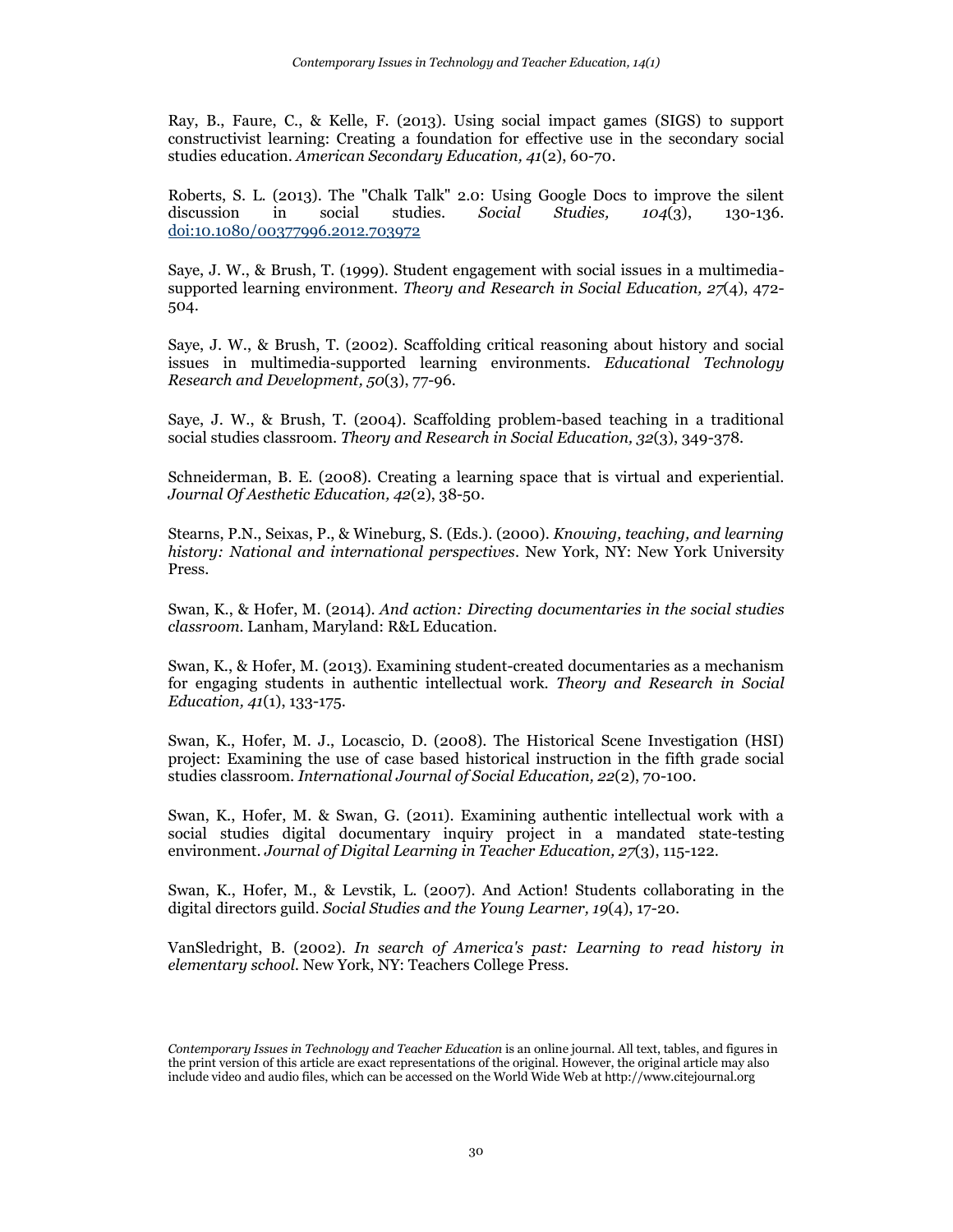Ray, B., Faure, C., & Kelle, F. (2013). Using social impact games (SIGS) to support constructivist learning: Creating a foundation for effective use in the secondary social studies education. *American Secondary Education, 41*(2), 60-70.

Roberts, S. L. (2013). The "Chalk Talk" 2.0: Using Google Docs to improve the silent discussion in social studies. *Social Studies, 104*(3), 130-136. doi:10.1080/00377996.2012.703972

Saye, J. W., & Brush, T. (1999). Student engagement with social issues in a multimedia-supported learning environment. *Theory and Research in Social Education, 27*(4), 472-504.

Saye, J. W., & Brush, T. (2002). Scaffolding critical reasoning about history and social issues in multimedia-supported learning environments. *Educational Technology Research and Development, 50*(3), 77-96.

Saye, J. W., & Brush, T. (2004). Scaffolding problem-based teaching in a traditional social studies classroom. *Theory and Research in Social Education, 32*(3), 349-378.

Schneiderman, B. E. (2008). Creating a learning space that is virtual and experiential. *Journal Of Aesthetic Education, 42*(2), 38-50.

Stearns, P.N., Seixas, P., & Wineburg, S. (Eds.). (2000). *Knowing, teaching, and learning history: National and international perspectives*. New York, NY: New York University Press.

Swan, K., & Hofer, M. (2014). *And action: Directing documentaries in the social studies classroom.* Lanham, Maryland: R&L Education.

Swan, K., & Hofer, M. (2013). Examining student-created documentaries as a mechanism for engaging students in authentic intellectual work. *Theory and Research in Social Education, 41*(1), 133-175.

Swan, K., Hofer, M. J., Locascio, D. (2008). The Historical Scene Investigation (HSI) project: Examining the use of case based historical instruction in the fifth grade social studies classroom. *International Journal of Social Education, 22*(2), 70-100.

Swan, K., Hofer, M. & Swan, G. (2011). Examining authentic intellectual work with a social studies digital documentary inquiry project in a mandated state-testing environment. *Journal of Digital Learning in Teacher Education, 27*(3), 115-122.

Swan, K., Hofer, M., & Levstik, L. (2007). And Action! Students collaborating in the digital directors guild. *Social Studies and the Young Learner, 19*(4), 17-20.

VanSledright, B. (2002). *In search of America's past: Learning to read history in elementary school.* New York, NY: Teachers College Press.

*Contemporary Issues in Technology and Teacher Education* is an online journal. All text, tables, and figures in the print version of this article are exact representations of the original. However, the original article may also include video and audio files, which can be accessed on the World Wide Web at http://www.citejournal.org